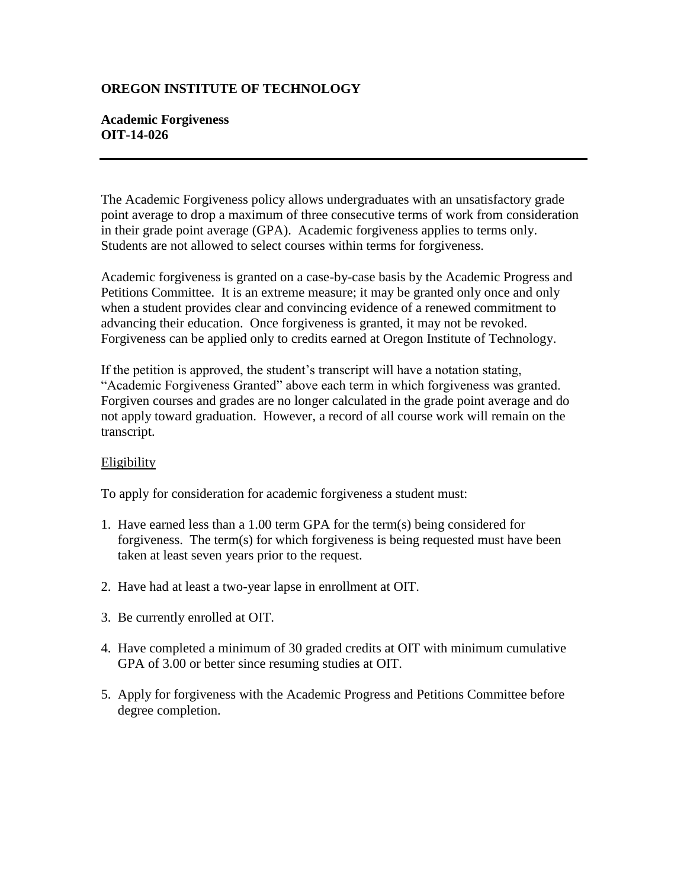**OREGON INSTITUTE OF TECHNOLOGY**

**Academic Forgiveness**
**OIT-14-026**

---

The Academic Forgiveness policy allows undergraduates with an unsatisfactory grade point average to drop a maximum of three consecutive terms of work from consideration in their grade point average (GPA). Academic forgiveness applies to terms only. Students are not allowed to select courses within terms for forgiveness.

Academic forgiveness is granted on a case-by-case basis by the Academic Progress and Petitions Committee. It is an extreme measure; it may be granted only once and only when a student provides clear and convincing evidence of a renewed commitment to advancing their education. Once forgiveness is granted, it may not be revoked. Forgiveness can be applied only to credits earned at Oregon Institute of Technology.

If the petition is approved, the student's transcript will have a notation stating, "Academic Forgiveness Granted" above each term in which forgiveness was granted. Forgiven courses and grades are no longer calculated in the grade point average and do not apply toward graduation. However, a record of all course work will remain on the transcript.

Eligibility

To apply for consideration for academic forgiveness a student must:

1. Have earned less than a 1.00 term GPA for the term(s) being considered for forgiveness. The term(s) for which forgiveness is being requested must have been taken at least seven years prior to the request.

2. Have had at least a two-year lapse in enrollment at OIT.

3. Be currently enrolled at OIT.

4. Have completed a minimum of 30 graded credits at OIT with minimum cumulative GPA of 3.00 or better since resuming studies at OIT.

5. Apply for forgiveness with the Academic Progress and Petitions Committee before degree completion.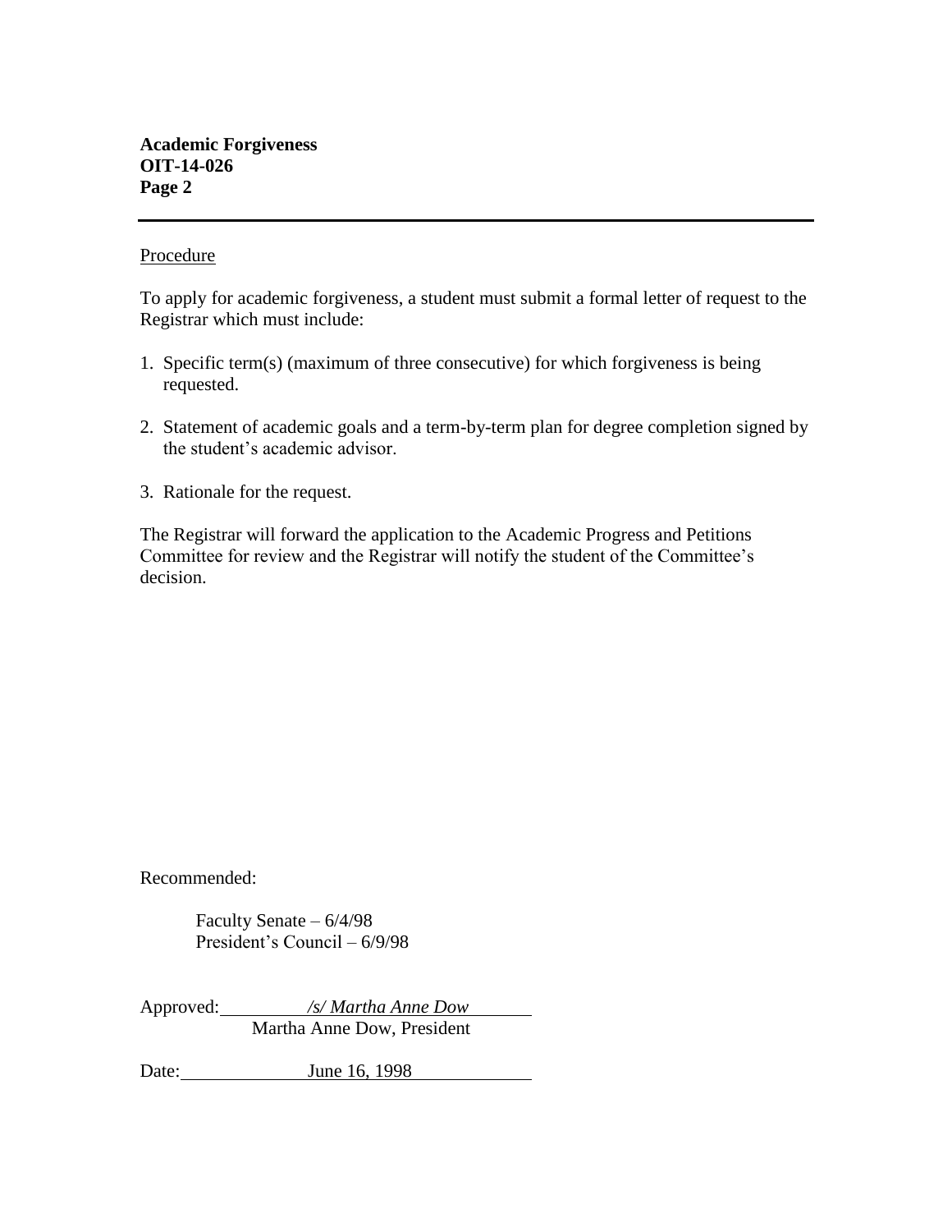## Procedure

To apply for academic forgiveness, a student must submit a formal letter of request to the Registrar which must include:

1. Specific term(s) (maximum of three consecutive) for which forgiveness is being requested.

2. Statement of academic goals and a term-by-term plan for degree completion signed by the student's academic advisor.

3. Rationale for the request.

The Registrar will forward the application to the Academic Progress and Petitions Committee for review and the Registrar will notify the student of the Committee's decision.

Recommended:

Faculty Senate – 6/4/98
President's Council – 6/9/98

Approved: */s/ Martha Anne Dow*
Martha Anne Dow, President

Date: June 16, 1998